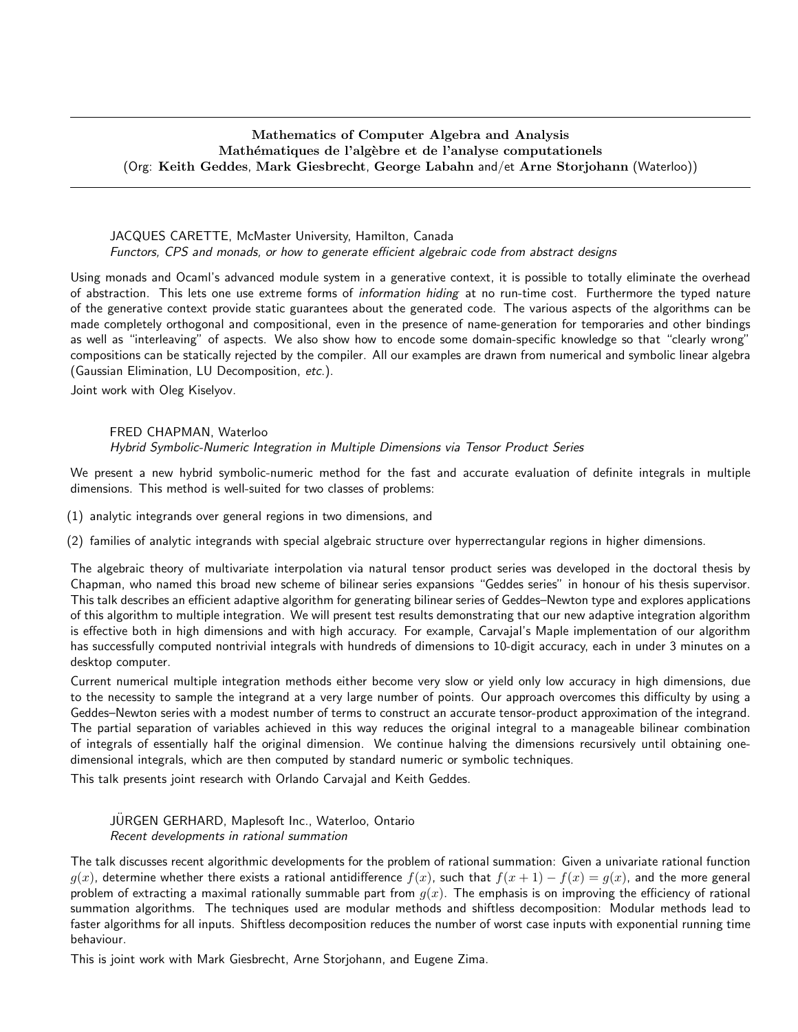## Mathematics of Computer Algebra and Analysis
## Mathématiques de l'algèbre et de l'analyse computationels

(Org: **Keith Geddes**, **Mark Giesbrecht**, **George Labahn** and/et **Arne Storjohann** (Waterloo))

JACQUES CARETTE, McMaster University, Hamilton, Canada
*Functors, CPS and monads, or how to generate efficient algebraic code from abstract designs*

Using monads and Ocaml's advanced module system in a generative context, it is possible to totally eliminate the overhead of abstraction. This lets one use extreme forms of *information hiding* at no run-time cost. Furthermore the typed nature of the generative context provide static guarantees about the generated code. The various aspects of the algorithms can be made completely orthogonal and compositional, even in the presence of name-generation for temporaries and other bindings as well as "interleaving" of aspects. We also show how to encode some domain-specific knowledge so that "clearly wrong" compositions can be statically rejected by the compiler. All our examples are drawn from numerical and symbolic linear algebra (Gaussian Elimination, LU Decomposition, *etc.*).

Joint work with Oleg Kiselyov.

FRED CHAPMAN, Waterloo
*Hybrid Symbolic-Numeric Integration in Multiple Dimensions via Tensor Product Series*

We present a new hybrid symbolic-numeric method for the fast and accurate evaluation of definite integrals in multiple dimensions. This method is well-suited for two classes of problems:

(1) analytic integrands over general regions in two dimensions, and

(2) families of analytic integrands with special algebraic structure over hyperrectangular regions in higher dimensions.

The algebraic theory of multivariate interpolation via natural tensor product series was developed in the doctoral thesis by Chapman, who named this broad new scheme of bilinear series expansions "Geddes series" in honour of his thesis supervisor. This talk describes an efficient adaptive algorithm for generating bilinear series of Geddes–Newton type and explores applications of this algorithm to multiple integration. We will present test results demonstrating that our new adaptive integration algorithm is effective both in high dimensions and with high accuracy. For example, Carvajal's Maple implementation of our algorithm has successfully computed nontrivial integrals with hundreds of dimensions to 10-digit accuracy, each in under 3 minutes on a desktop computer.

Current numerical multiple integration methods either become very slow or yield only low accuracy in high dimensions, due to the necessity to sample the integrand at a very large number of points. Our approach overcomes this difficulty by using a Geddes–Newton series with a modest number of terms to construct an accurate tensor-product approximation of the integrand. The partial separation of variables achieved in this way reduces the original integral to a manageable bilinear combination of integrals of essentially half the original dimension. We continue halving the dimensions recursively until obtaining one-dimensional integrals, which are then computed by standard numeric or symbolic techniques.

This talk presents joint research with Orlando Carvajal and Keith Geddes.

JÜRGEN GERHARD, Maplesoft Inc., Waterloo, Ontario
*Recent developments in rational summation*

The talk discusses recent algorithmic developments for the problem of rational summation: Given a univariate rational function $g(x)$, determine whether there exists a rational antidifference $f(x)$, such that $f(x+1) - f(x) = g(x)$, and the more general problem of extracting a maximal rationally summable part from $g(x)$. The emphasis is on improving the efficiency of rational summation algorithms. The techniques used are modular methods and shiftless decomposition: Modular methods lead to faster algorithms for all inputs. Shiftless decomposition reduces the number of worst case inputs with exponential running time behaviour.

This is joint work with Mark Giesbrecht, Arne Storjohann, and Eugene Zima.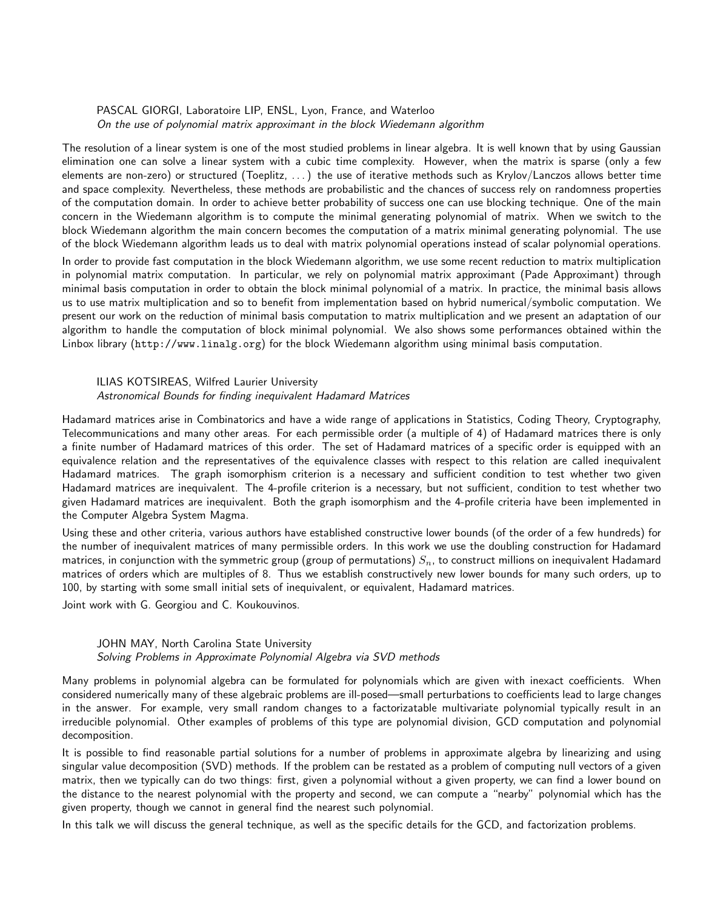PASCAL GIORGI, Laboratoire LIP, ENSL, Lyon, France, and Waterloo
*On the use of polynomial matrix approximant in the block Wiedemann algorithm*

The resolution of a linear system is one of the most studied problems in linear algebra. It is well known that by using Gaussian elimination one can solve a linear system with a cubic time complexity. However, when the matrix is sparse (only a few elements are non-zero) or structured (Toeplitz, . . . ) the use of iterative methods such as Krylov/Lanczos allows better time and space complexity. Nevertheless, these methods are probabilistic and the chances of success rely on randomness properties of the computation domain. In order to achieve better probability of success one can use blocking technique. One of the main concern in the Wiedemann algorithm is to compute the minimal generating polynomial of matrix. When we switch to the block Wiedemann algorithm the main concern becomes the computation of a matrix minimal generating polynomial. The use of the block Wiedemann algorithm leads us to deal with matrix polynomial operations instead of scalar polynomial operations.

In order to provide fast computation in the block Wiedemann algorithm, we use some recent reduction to matrix multiplication in polynomial matrix computation. In particular, we rely on polynomial matrix approximant (Pade Approximant) through minimal basis computation in order to obtain the block minimal polynomial of a matrix. In practice, the minimal basis allows us to use matrix multiplication and so to benefit from implementation based on hybrid numerical/symbolic computation. We present our work on the reduction of minimal basis computation to matrix multiplication and we present an adaptation of our algorithm to handle the computation of block minimal polynomial. We also shows some performances obtained within the Linbox library (`http://www.linalg.org`) for the block Wiedemann algorithm using minimal basis computation.

ILIAS KOTSIREAS, Wilfred Laurier University
*Astronomical Bounds for finding inequivalent Hadamard Matrices*

Hadamard matrices arise in Combinatorics and have a wide range of applications in Statistics, Coding Theory, Cryptography, Telecommunications and many other areas. For each permissible order (a multiple of 4) of Hadamard matrices there is only a finite number of Hadamard matrices of this order. The set of Hadamard matrices of a specific order is equipped with an equivalence relation and the representatives of the equivalence classes with respect to this relation are called inequivalent Hadamard matrices. The graph isomorphism criterion is a necessary and sufficient condition to test whether two given Hadamard matrices are inequivalent. The 4-profile criterion is a necessary, but not sufficient, condition to test whether two given Hadamard matrices are inequivalent. Both the graph isomorphism and the 4-profile criteria have been implemented in the Computer Algebra System Magma.

Using these and other criteria, various authors have established constructive lower bounds (of the order of a few hundreds) for the number of inequivalent matrices of many permissible orders. In this work we use the doubling construction for Hadamard matrices, in conjunction with the symmetric group (group of permutations) $S_n$, to construct millions on inequivalent Hadamard matrices of orders which are multiples of 8. Thus we establish constructively new lower bounds for many such orders, up to 100, by starting with some small initial sets of inequivalent, or equivalent, Hadamard matrices.

Joint work with G. Georgiou and C. Koukouvinos.

JOHN MAY, North Carolina State University
*Solving Problems in Approximate Polynomial Algebra via SVD methods*

Many problems in polynomial algebra can be formulated for polynomials which are given with inexact coefficients. When considered numerically many of these algebraic problems are ill-posed—small perturbations to coefficients lead to large changes in the answer. For example, very small random changes to a factorizatable multivariate polynomial typically result in an irreducible polynomial. Other examples of problems of this type are polynomial division, GCD computation and polynomial decomposition.

It is possible to find reasonable partial solutions for a number of problems in approximate algebra by linearizing and using singular value decomposition (SVD) methods. If the problem can be restated as a problem of computing null vectors of a given matrix, then we typically can do two things: first, given a polynomial without a given property, we can find a lower bound on the distance to the nearest polynomial with the property and second, we can compute a "nearby" polynomial which has the given property, though we cannot in general find the nearest such polynomial.

In this talk we will discuss the general technique, as well as the specific details for the GCD, and factorization problems.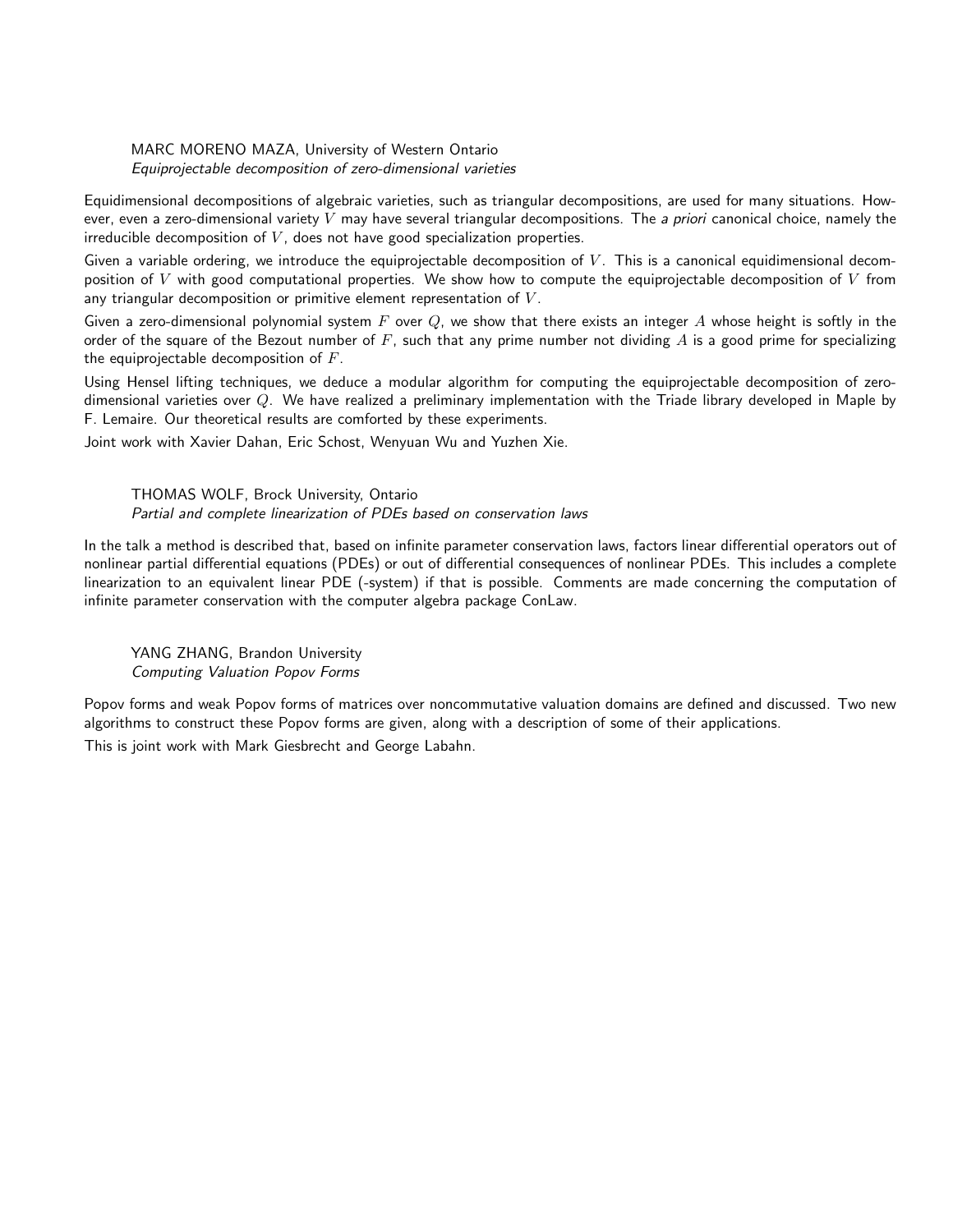MARC MORENO MAZA, University of Western Ontario
*Equiprojectable decomposition of zero-dimensional varieties*

Equidimensional decompositions of algebraic varieties, such as triangular decompositions, are used for many situations. However, even a zero-dimensional variety $V$ may have several triangular decompositions. The *a priori* canonical choice, namely the irreducible decomposition of $V$, does not have good specialization properties.

Given a variable ordering, we introduce the equiprojectable decomposition of $V$. This is a canonical equidimensional decomposition of $V$ with good computational properties. We show how to compute the equiprojectable decomposition of $V$ from any triangular decomposition or primitive element representation of $V$.

Given a zero-dimensional polynomial system $F$ over $Q$, we show that there exists an integer $A$ whose height is softly in the order of the square of the Bezout number of $F$, such that any prime number not dividing $A$ is a good prime for specializing the equiprojectable decomposition of $F$.

Using Hensel lifting techniques, we deduce a modular algorithm for computing the equiprojectable decomposition of zero-dimensional varieties over $Q$. We have realized a preliminary implementation with the Triade library developed in Maple by F. Lemaire. Our theoretical results are comforted by these experiments.

Joint work with Xavier Dahan, Eric Schost, Wenyuan Wu and Yuzhen Xie.

THOMAS WOLF, Brock University, Ontario
*Partial and complete linearization of PDEs based on conservation laws*

In the talk a method is described that, based on infinite parameter conservation laws, factors linear differential operators out of nonlinear partial differential equations (PDEs) or out of differential consequences of nonlinear PDEs. This includes a complete linearization to an equivalent linear PDE (-system) if that is possible. Comments are made concerning the computation of infinite parameter conservation with the computer algebra package ConLaw.

YANG ZHANG, Brandon University
*Computing Valuation Popov Forms*

Popov forms and weak Popov forms of matrices over noncommutative valuation domains are defined and discussed. Two new algorithms to construct these Popov forms are given, along with a description of some of their applications.

This is joint work with Mark Giesbrecht and George Labahn.